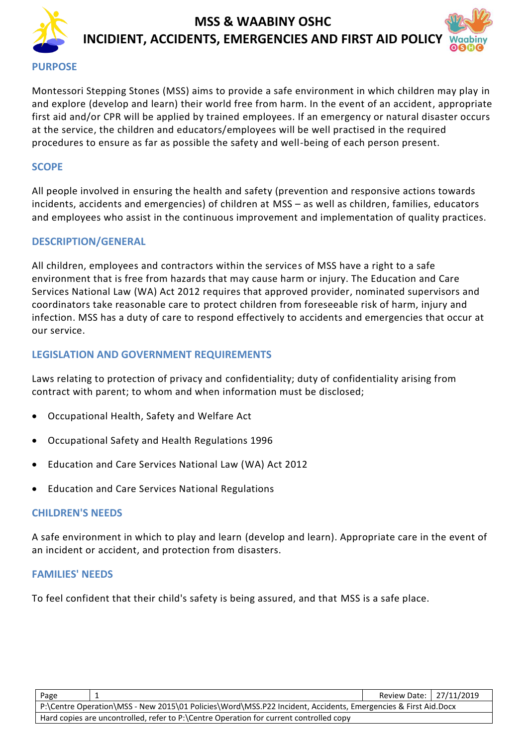# MSS & WAABINY OSHC
# INCIDENT, ACCIDENTS, EMERGENCIES AND FIRST AID POLICY

## PURPOSE

Montessori Stepping Stones (MSS) aims to provide a safe environment in which children may play in and explore (develop and learn) their world free from harm. In the event of an accident, appropriate first aid and/or CPR will be applied by trained employees. If an emergency or natural disaster occurs at the service, the children and educators/employees will be well practised in the required procedures to ensure as far as possible the safety and well-being of each person present.

## SCOPE

All people involved in ensuring the health and safety (prevention and responsive actions towards incidents, accidents and emergencies) of children at MSS – as well as children, families, educators and employees who assist in the continuous improvement and implementation of quality practices.

## DESCRIPTION/GENERAL

All children, employees and contractors within the services of MSS have a right to a safe environment that is free from hazards that may cause harm or injury. The Education and Care Services National Law (WA) Act 2012 requires that approved provider, nominated supervisors and coordinators take reasonable care to protect children from foreseeable risk of harm, injury and infection. MSS has a duty of care to respond effectively to accidents and emergencies that occur at our service.

## LEGISLATION AND GOVERNMENT REQUIREMENTS

Laws relating to protection of privacy and confidentiality; duty of confidentiality arising from contract with parent; to whom and when information must be disclosed;

- Occupational Health, Safety and Welfare Act
- Occupational Safety and Health Regulations 1996
- Education and Care Services National Law (WA) Act 2012
- Education and Care Services National Regulations

## CHILDREN'S NEEDS

A safe environment in which to play and learn (develop and learn). Appropriate care in the event of an incident or accident, and protection from disasters.

## FAMILIES' NEEDS

To feel confident that their child's safety is being assured, and that MSS is a safe place.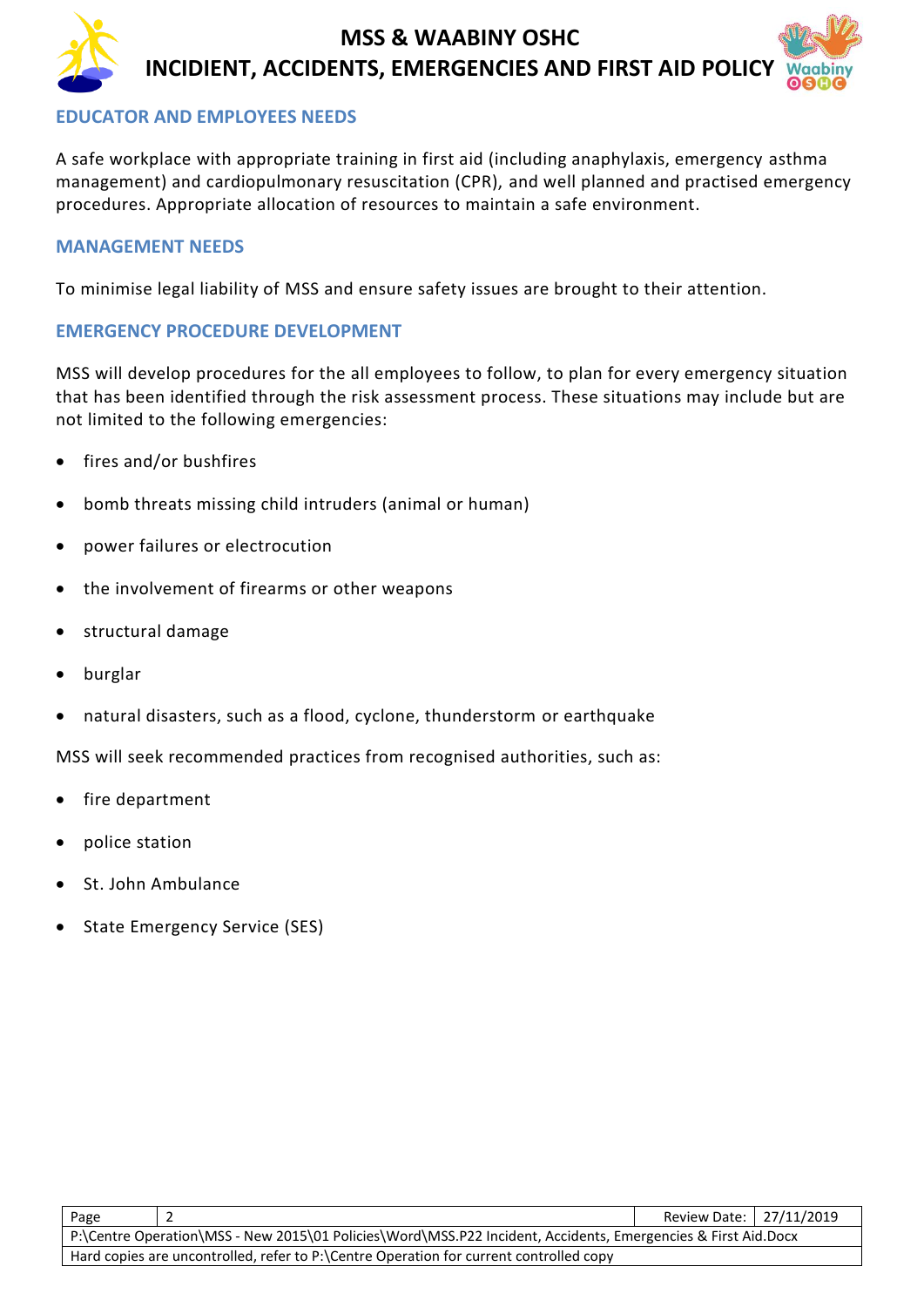## EDUCATOR AND EMPLOYEES NEEDS

A safe workplace with appropriate training in first aid (including anaphylaxis, emergency asthma management) and cardiopulmonary resuscitation (CPR), and well planned and practised emergency procedures. Appropriate allocation of resources to maintain a safe environment.

## MANAGEMENT NEEDS

To minimise legal liability of MSS and ensure safety issues are brought to their attention.

## EMERGENCY PROCEDURE DEVELOPMENT

MSS will develop procedures for the all employees to follow, to plan for every emergency situation that has been identified through the risk assessment process. These situations may include but are not limited to the following emergencies:

- fires and/or bushfires
- bomb threats missing child intruders (animal or human)
- power failures or electrocution
- the involvement of firearms or other weapons
- structural damage
- burglar
- natural disasters, such as a flood, cyclone, thunderstorm or earthquake

MSS will seek recommended practices from recognised authorities, such as:

- fire department
- police station
- St. John Ambulance
- State Emergency Service (SES)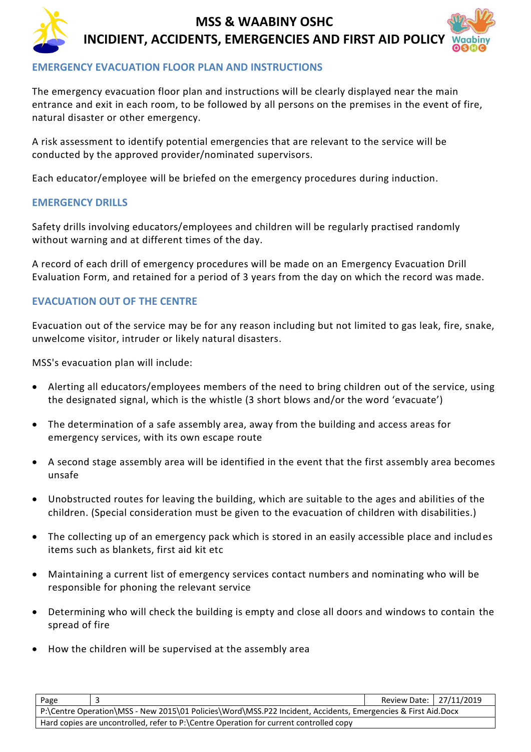## EMERGENCY EVACUATION FLOOR PLAN AND INSTRUCTIONS

The emergency evacuation floor plan and instructions will be clearly displayed near the main entrance and exit in each room, to be followed by all persons on the premises in the event of fire, natural disaster or other emergency.

A risk assessment to identify potential emergencies that are relevant to the service will be conducted by the approved provider/nominated supervisors.

Each educator/employee will be briefed on the emergency procedures during induction.

## EMERGENCY DRILLS

Safety drills involving educators/employees and children will be regularly practised randomly without warning and at different times of the day.

A record of each drill of emergency procedures will be made on an Emergency Evacuation Drill Evaluation Form, and retained for a period of 3 years from the day on which the record was made.

## EVACUATION OUT OF THE CENTRE

Evacuation out of the service may be for any reason including but not limited to gas leak, fire, snake, unwelcome visitor, intruder or likely natural disasters.

MSS's evacuation plan will include:

- Alerting all educators/employees members of the need to bring children out of the service, using the designated signal, which is the whistle (3 short blows and/or the word 'evacuate')
- The determination of a safe assembly area, away from the building and access areas for emergency services, with its own escape route
- A second stage assembly area will be identified in the event that the first assembly area becomes unsafe
- Unobstructed routes for leaving the building, which are suitable to the ages and abilities of the children. (Special consideration must be given to the evacuation of children with disabilities.)
- The collecting up of an emergency pack which is stored in an easily accessible place and includes items such as blankets, first aid kit etc
- Maintaining a current list of emergency services contact numbers and nominating who will be responsible for phoning the relevant service
- Determining who will check the building is empty and close all doors and windows to contain the spread of fire
- How the children will be supervised at the assembly area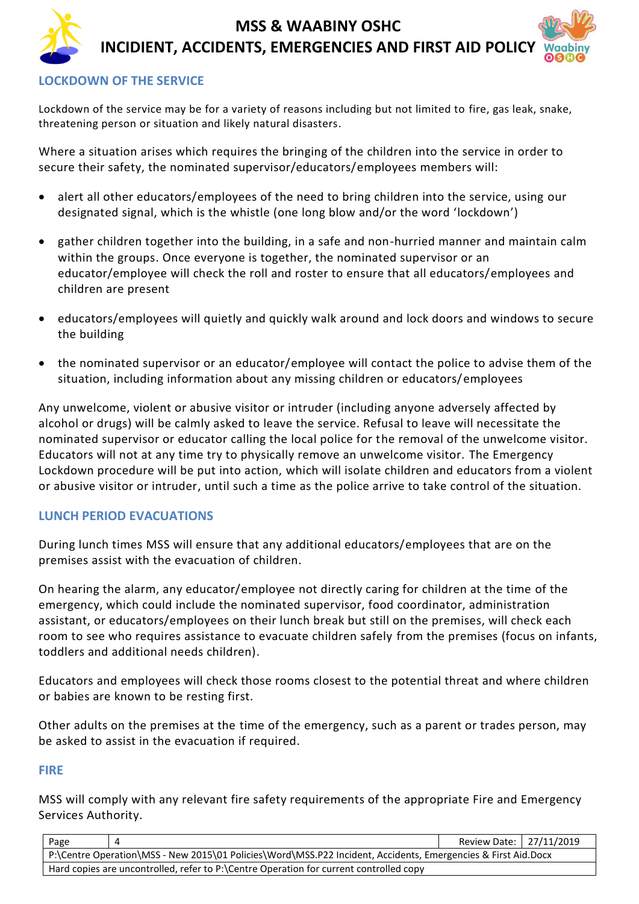## LOCKDOWN OF THE SERVICE

Lockdown of the service may be for a variety of reasons including but not limited to fire, gas leak, snake, threatening person or situation and likely natural disasters.

Where a situation arises which requires the bringing of the children into the service in order to secure their safety, the nominated supervisor/educators/employees members will:

- alert all other educators/employees of the need to bring children into the service, using our designated signal, which is the whistle (one long blow and/or the word 'lockdown')
- gather children together into the building, in a safe and non-hurried manner and maintain calm within the groups. Once everyone is together, the nominated supervisor or an educator/employee will check the roll and roster to ensure that all educators/employees and children are present
- educators/employees will quietly and quickly walk around and lock doors and windows to secure the building
- the nominated supervisor or an educator/employee will contact the police to advise them of the situation, including information about any missing children or educators/employees

Any unwelcome, violent or abusive visitor or intruder (including anyone adversely affected by alcohol or drugs) will be calmly asked to leave the service. Refusal to leave will necessitate the nominated supervisor or educator calling the local police for the removal of the unwelcome visitor. Educators will not at any time try to physically remove an unwelcome visitor. The Emergency Lockdown procedure will be put into action, which will isolate children and educators from a violent or abusive visitor or intruder, until such a time as the police arrive to take control of the situation.

## LUNCH PERIOD EVACUATIONS

During lunch times MSS will ensure that any additional educators/employees that are on the premises assist with the evacuation of children.

On hearing the alarm, any educator/employee not directly caring for children at the time of the emergency, which could include the nominated supervisor, food coordinator, administration assistant, or educators/employees on their lunch break but still on the premises, will check each room to see who requires assistance to evacuate children safely from the premises (focus on infants, toddlers and additional needs children).

Educators and employees will check those rooms closest to the potential threat and where children or babies are known to be resting first.

Other adults on the premises at the time of the emergency, such as a parent or trades person, may be asked to assist in the evacuation if required.

## FIRE

MSS will comply with any relevant fire safety requirements of the appropriate Fire and Emergency Services Authority.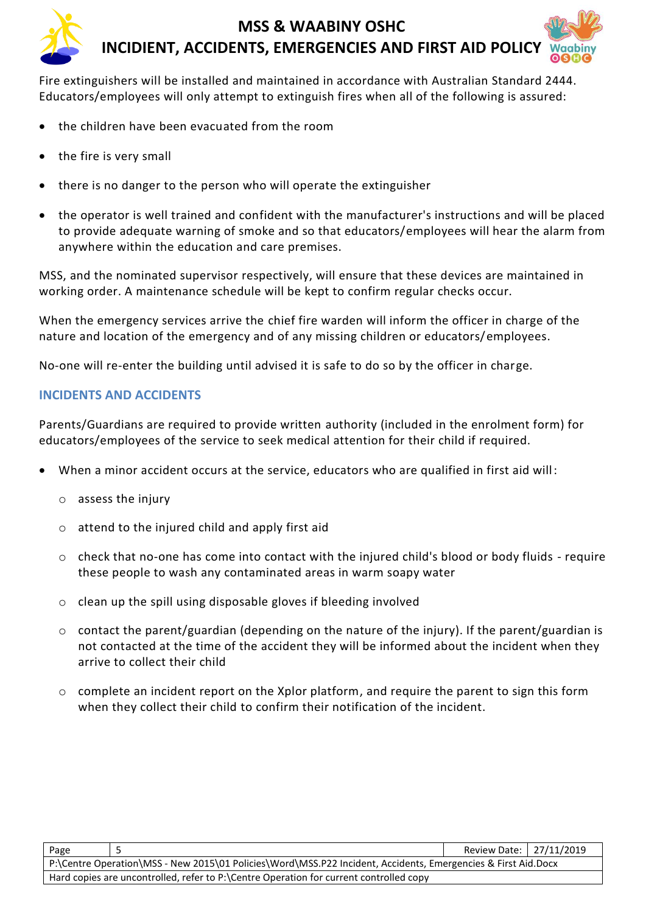Fire extinguishers will be installed and maintained in accordance with Australian Standard 2444. Educators/employees will only attempt to extinguish fires when all of the following is assured:

- the children have been evacuated from the room
- the fire is very small
- there is no danger to the person who will operate the extinguisher
- the operator is well trained and confident with the manufacturer's instructions and will be placed to provide adequate warning of smoke and so that educators/employees will hear the alarm from anywhere within the education and care premises.

MSS, and the nominated supervisor respectively, will ensure that these devices are maintained in working order. A maintenance schedule will be kept to confirm regular checks occur.

When the emergency services arrive the chief fire warden will inform the officer in charge of the nature and location of the emergency and of any missing children or educators/employees.

No-one will re-enter the building until advised it is safe to do so by the officer in charge.

## INCIDENTS AND ACCIDENTS

Parents/Guardians are required to provide written authority (included in the enrolment form) for educators/employees of the service to seek medical attention for their child if required.

- When a minor accident occurs at the service, educators who are qualified in first aid will:
    - assess the injury
    - attend to the injured child and apply first aid
    - check that no-one has come into contact with the injured child's blood or body fluids - require these people to wash any contaminated areas in warm soapy water
    - clean up the spill using disposable gloves if bleeding involved
    - contact the parent/guardian (depending on the nature of the injury). If the parent/guardian is not contacted at the time of the accident they will be informed about the incident when they arrive to collect their child
    - complete an incident report on the Xplor platform, and require the parent to sign this form when they collect their child to confirm their notification of the incident.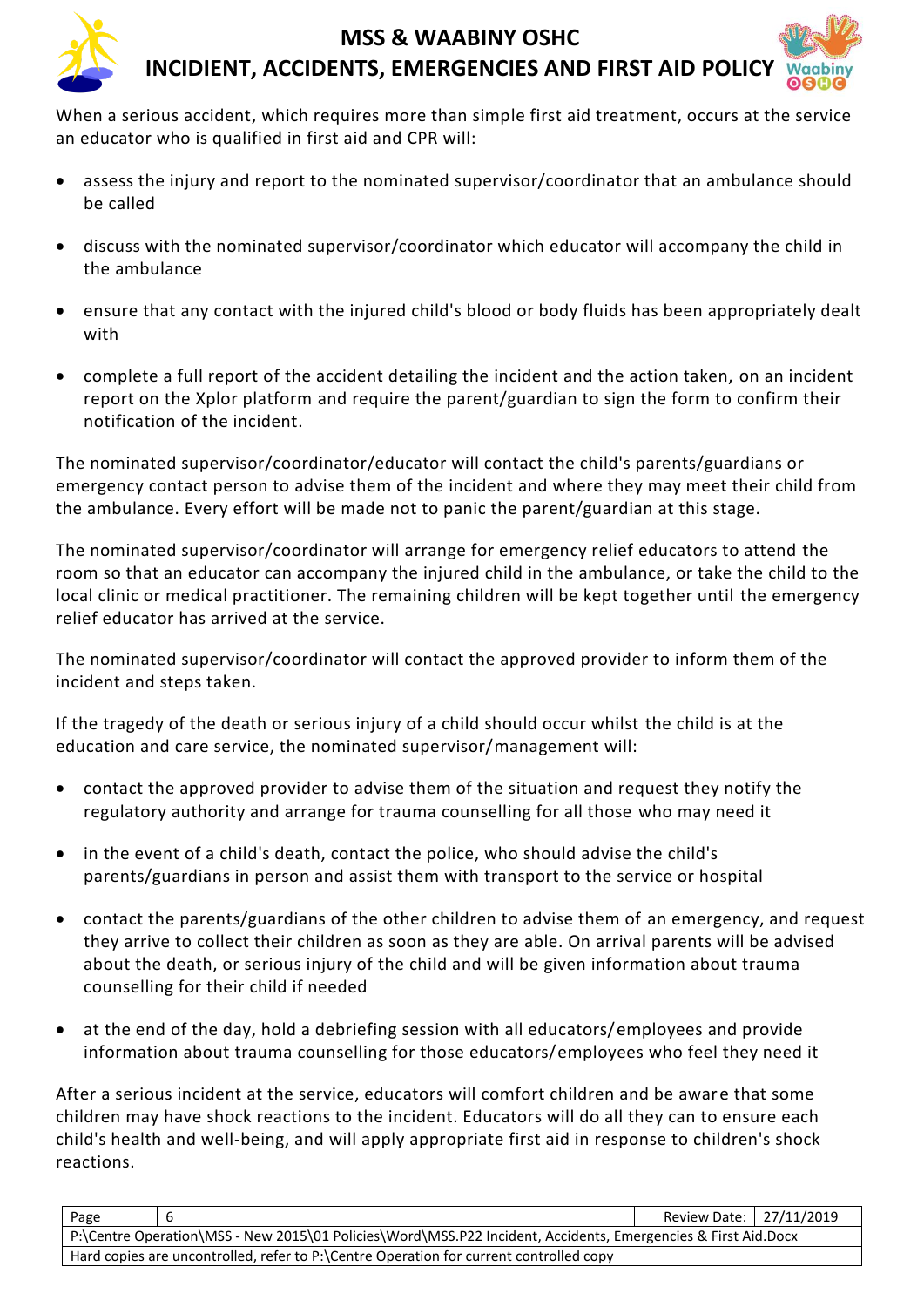When a serious accident, which requires more than simple first aid treatment, occurs at the service an educator who is qualified in first aid and CPR will:

- assess the injury and report to the nominated supervisor/coordinator that an ambulance should be called
- discuss with the nominated supervisor/coordinator which educator will accompany the child in the ambulance
- ensure that any contact with the injured child's blood or body fluids has been appropriately dealt with
- complete a full report of the accident detailing the incident and the action taken, on an incident report on the Xplor platform and require the parent/guardian to sign the form to confirm their notification of the incident.

The nominated supervisor/coordinator/educator will contact the child's parents/guardians or emergency contact person to advise them of the incident and where they may meet their child from the ambulance. Every effort will be made not to panic the parent/guardian at this stage.

The nominated supervisor/coordinator will arrange for emergency relief educators to attend the room so that an educator can accompany the injured child in the ambulance, or take the child to the local clinic or medical practitioner. The remaining children will be kept together until the emergency relief educator has arrived at the service.

The nominated supervisor/coordinator will contact the approved provider to inform them of the incident and steps taken.

If the tragedy of the death or serious injury of a child should occur whilst the child is at the education and care service, the nominated supervisor/management will:

- contact the approved provider to advise them of the situation and request they notify the regulatory authority and arrange for trauma counselling for all those who may need it
- in the event of a child's death, contact the police, who should advise the child's parents/guardians in person and assist them with transport to the service or hospital
- contact the parents/guardians of the other children to advise them of an emergency, and request they arrive to collect their children as soon as they are able. On arrival parents will be advised about the death, or serious injury of the child and will be given information about trauma counselling for their child if needed
- at the end of the day, hold a debriefing session with all educators/employees and provide information about trauma counselling for those educators/employees who feel they need it

After a serious incident at the service, educators will comfort children and be aware that some children may have shock reactions to the incident. Educators will do all they can to ensure each child's health and well-being, and will apply appropriate first aid in response to children's shock reactions.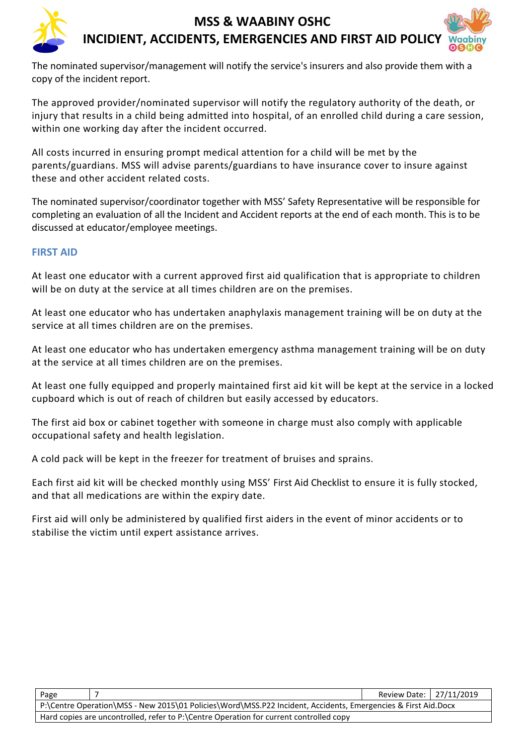The nominated supervisor/management will notify the service's insurers and also provide them with a copy of the incident report.

The approved provider/nominated supervisor will notify the regulatory authority of the death, or injury that results in a child being admitted into hospital, of an enrolled child during a care session, within one working day after the incident occurred.

All costs incurred in ensuring prompt medical attention for a child will be met by the parents/guardians. MSS will advise parents/guardians to have insurance cover to insure against these and other accident related costs.

The nominated supervisor/coordinator together with MSS' Safety Representative will be responsible for completing an evaluation of all the Incident and Accident reports at the end of each month. This is to be discussed at educator/employee meetings.

## FIRST AID

At least one educator with a current approved first aid qualification that is appropriate to children will be on duty at the service at all times children are on the premises.

At least one educator who has undertaken anaphylaxis management training will be on duty at the service at all times children are on the premises.

At least one educator who has undertaken emergency asthma management training will be on duty at the service at all times children are on the premises.

At least one fully equipped and properly maintained first aid kit will be kept at the service in a locked cupboard which is out of reach of children but easily accessed by educators.

The first aid box or cabinet together with someone in charge must also comply with applicable occupational safety and health legislation.

A cold pack will be kept in the freezer for treatment of bruises and sprains.

Each first aid kit will be checked monthly using MSS' First Aid Checklist to ensure it is fully stocked, and that all medications are within the expiry date.

First aid will only be administered by qualified first aiders in the event of minor accidents or to stabilise the victim until expert assistance arrives.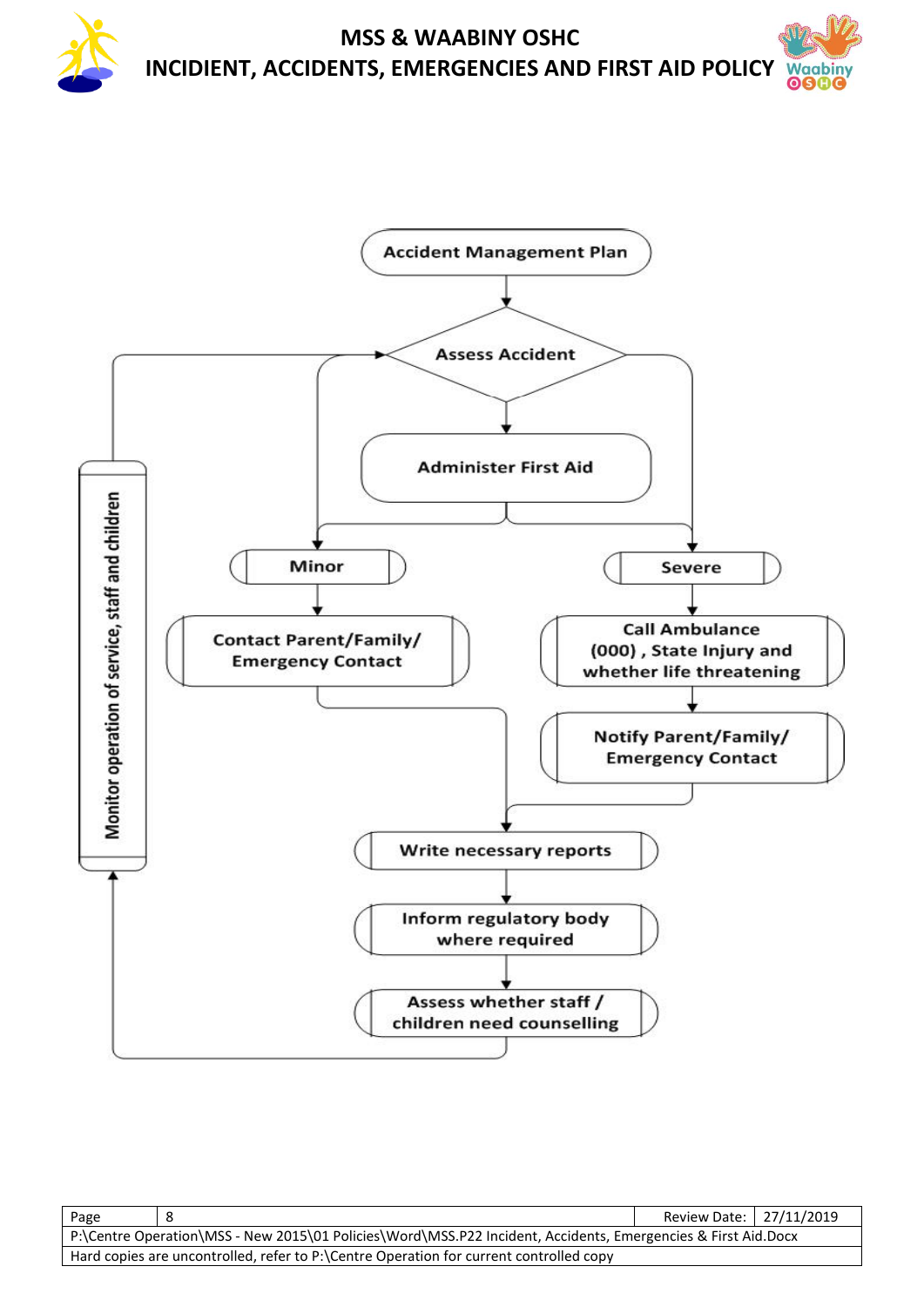Accident Management Plan

Assess Accident

Administer First Aid

Minor

Severe

Contact Parent/Family/ Emergency Contact

Call Ambulance (000) , State Injury and whether life threatening

Notify Parent/Family/ Emergency Contact

Write necessary reports

Inform regulatory body where required

Assess whether staff / children need counselling

Monitor operation of service, staff and children